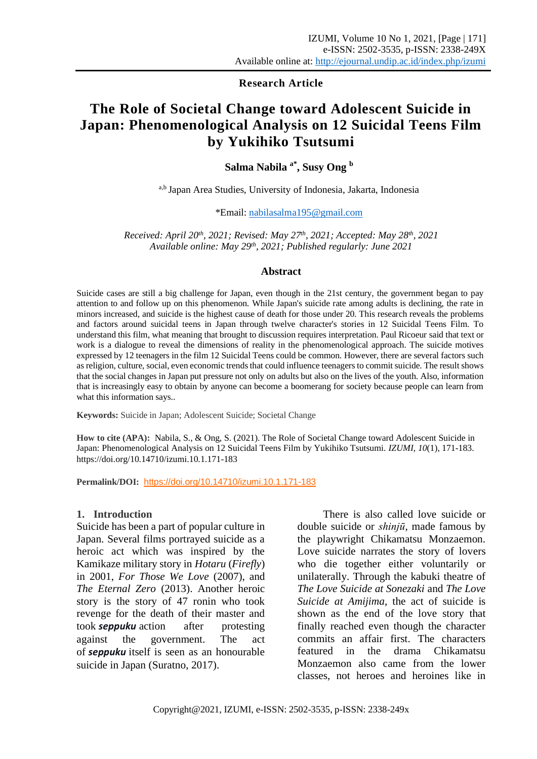**Research Article**

# The Role of Societal Change toward Adolescent Suicide in Japan: Phenomenological Analysis on 12 Suicidal Teens Film by Yukihiko Tsutsumi

**Salma Nabila [a*], Susy Ong [b]**

[a,b] Japan Area Studies, University of Indonesia, Jakarta, Indonesia

*Email: nabilasalma195@gmail.com

*Received: April 20th, 2021; Revised: May 27th, 2021; Accepted: May 28th, 2021*
*Available online: May 29th, 2021; Published regularly: June 2021*

## Abstract

Suicide cases are still a big challenge for Japan, even though in the 21st century, the government began to pay attention to and follow up on this phenomenon. While Japan's suicide rate among adults is declining, the rate in minors increased, and suicide is the highest cause of death for those under 20. This research reveals the problems and factors around suicidal teens in Japan through twelve character's stories in 12 Suicidal Teens Film. To understand this film, what meaning that brought to discussion requires interpretation. Paul Ricoeur said that text or work is a dialogue to reveal the dimensions of reality in the phenomenological approach. The suicide motives expressed by 12 teenagers in the film 12 Suicidal Teens could be common. However, there are several factors such as religion, culture, social, even economic trends that could influence teenagers to commit suicide. The result shows that the social changes in Japan put pressure not only on adults but also on the lives of the youth. Also, information that is increasingly easy to obtain by anyone can become a boomerang for society because people can learn from what this information says..

**Keywords:** Suicide in Japan; Adolescent Suicide; Societal Change

**How to cite (APA):** Nabila, S., & Ong, S. (2021). The Role of Societal Change toward Adolescent Suicide in Japan: Phenomenological Analysis on 12 Suicidal Teens Film by Yukihiko Tsutsumi. *IZUMI, 10*(1), 171-183. https://doi.org/10.14710/izumi.10.1.171-183

**Permalink/DOI:** https://doi.org/10.14710/izumi.10.1.171-183

## 1. Introduction

Suicide has been a part of popular culture in Japan. Several films portrayed suicide as a heroic act which was inspired by the Kamikaze military story in *Hotaru* (*Firefly*) in 2001, *For Those We Love* (2007), and *The Eternal Zero* (2013). Another heroic story is the story of 47 ronin who took revenge for the death of their master and took ***seppuku*** action after protesting against the government. The act of ***seppuku*** itself is seen as an honourable suicide in Japan (Suratno, 2017).

There is also called love suicide or double suicide or *shinjū*, made famous by the playwright Chikamatsu Monzaemon. Love suicide narrates the story of lovers who die together either voluntarily or unilaterally. Through the kabuki theatre of *The Love Suicide at Sonezaki* and *The Love Suicide at Amijima*, the act of suicide is shown as the end of the love story that finally reached even though the character commits an affair first. The characters featured in the drama Chikamatsu Monzaemon also came from the lower classes, not heroes and heroines like in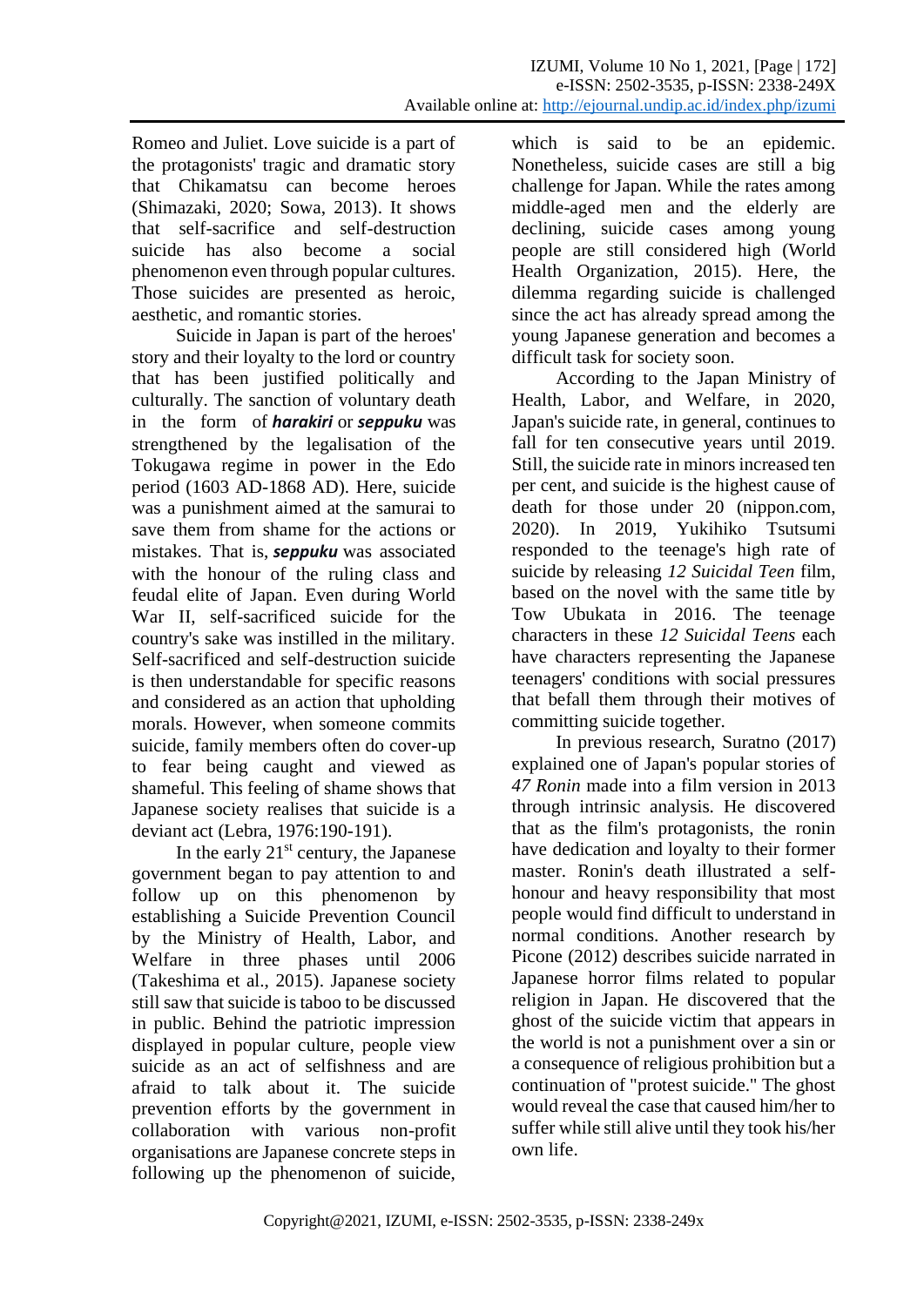Romeo and Juliet. Love suicide is a part of the protagonists' tragic and dramatic story that Chikamatsu can become heroes (Shimazaki, 2020; Sowa, 2013). It shows that self-sacrifice and self-destruction suicide has also become a social phenomenon even through popular cultures. Those suicides are presented as heroic, aesthetic, and romantic stories.

Suicide in Japan is part of the heroes' story and their loyalty to the lord or country that has been justified politically and culturally. The sanction of voluntary death in the form of ***harakiri*** or ***seppuku*** was strengthened by the legalisation of the Tokugawa regime in power in the Edo period (1603 AD-1868 AD). Here, suicide was a punishment aimed at the samurai to save them from shame for the actions or mistakes. That is, ***seppuku*** was associated with the honour of the ruling class and feudal elite of Japan. Even during World War II, self-sacrificed suicide for the country's sake was instilled in the military. Self-sacrificed and self-destruction suicide is then understandable for specific reasons and considered as an action that upholding morals. However, when someone commits suicide, family members often do cover-up to fear being caught and viewed as shameful. This feeling of shame shows that Japanese society realises that suicide is a deviant act (Lebra, 1976:190-191).

In the early 21st century, the Japanese government began to pay attention to and follow up on this phenomenon by establishing a Suicide Prevention Council by the Ministry of Health, Labor, and Welfare in three phases until 2006 (Takeshima et al., 2015). Japanese society still saw that suicide is taboo to be discussed in public. Behind the patriotic impression displayed in popular culture, people view suicide as an act of selfishness and are afraid to talk about it. The suicide prevention efforts by the government in collaboration with various non-profit organisations are Japanese concrete steps in following up the phenomenon of suicide, which is said to be an epidemic. Nonetheless, suicide cases are still a big challenge for Japan. While the rates among middle-aged men and the elderly are declining, suicide cases among young people are still considered high (World Health Organization, 2015). Here, the dilemma regarding suicide is challenged since the act has already spread among the young Japanese generation and becomes a difficult task for society soon.

According to the Japan Ministry of Health, Labor, and Welfare, in 2020, Japan's suicide rate, in general, continues to fall for ten consecutive years until 2019. Still, the suicide rate in minors increased ten per cent, and suicide is the highest cause of death for those under 20 (nippon.com, 2020). In 2019, Yukihiko Tsutsumi responded to the teenage's high rate of suicide by releasing *12 Suicidal Teen* film, based on the novel with the same title by Tow Ubukata in 2016. The teenage characters in these *12 Suicidal Teens* each have characters representing the Japanese teenagers' conditions with social pressures that befall them through their motives of committing suicide together.

In previous research, Suratno (2017) explained one of Japan's popular stories of *47 Ronin* made into a film version in 2013 through intrinsic analysis. He discovered that as the film's protagonists, the ronin have dedication and loyalty to their former master. Ronin's death illustrated a self-honour and heavy responsibility that most people would find difficult to understand in normal conditions. Another research by Picone (2012) describes suicide narrated in Japanese horror films related to popular religion in Japan. He discovered that the ghost of the suicide victim that appears in the world is not a punishment over a sin or a consequence of religious prohibition but a continuation of "protest suicide." The ghost would reveal the case that caused him/her to suffer while still alive until they took his/her own life.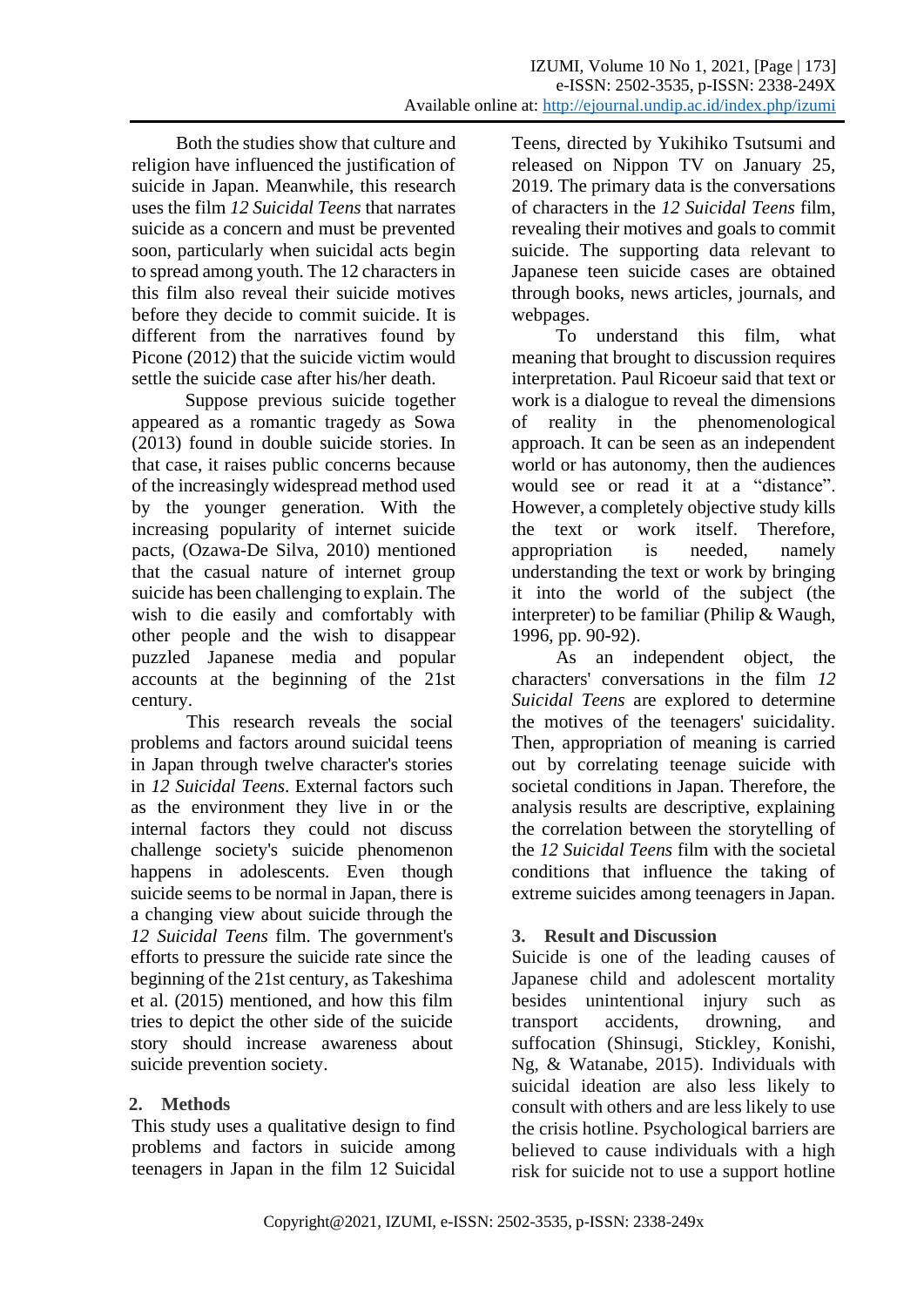Both the studies show that culture and religion have influenced the justification of suicide in Japan. Meanwhile, this research uses the film *12 Suicidal Teens* that narrates suicide as a concern and must be prevented soon, particularly when suicidal acts begin to spread among youth. The 12 characters in this film also reveal their suicide motives before they decide to commit suicide. It is different from the narratives found by Picone (2012) that the suicide victim would settle the suicide case after his/her death.

Suppose previous suicide together appeared as a romantic tragedy as Sowa (2013) found in double suicide stories. In that case, it raises public concerns because of the increasingly widespread method used by the younger generation. With the increasing popularity of internet suicide pacts, (Ozawa-De Silva, 2010) mentioned that the casual nature of internet group suicide has been challenging to explain. The wish to die easily and comfortably with other people and the wish to disappear puzzled Japanese media and popular accounts at the beginning of the 21st century.

This research reveals the social problems and factors around suicidal teens in Japan through twelve character's stories in *12 Suicidal Teens*. External factors such as the environment they live in or the internal factors they could not discuss challenge society's suicide phenomenon happens in adolescents. Even though suicide seems to be normal in Japan, there is a changing view about suicide through the *12 Suicidal Teens* film. The government's efforts to pressure the suicide rate since the beginning of the 21st century, as Takeshima et al. (2015) mentioned, and how this film tries to depict the other side of the suicide story should increase awareness about suicide prevention society.

## 2. Methods

This study uses a qualitative design to find problems and factors in suicide among teenagers in Japan in the film 12 Suicidal Teens, directed by Yukihiko Tsutsumi and released on Nippon TV on January 25, 2019. The primary data is the conversations of characters in the *12 Suicidal Teens* film, revealing their motives and goals to commit suicide. The supporting data relevant to Japanese teen suicide cases are obtained through books, news articles, journals, and webpages.

To understand this film, what meaning that brought to discussion requires interpretation. Paul Ricoeur said that text or work is a dialogue to reveal the dimensions of reality in the phenomenological approach. It can be seen as an independent world or has autonomy, then the audiences would see or read it at a "distance". However, a completely objective study kills the text or work itself. Therefore, appropriation is needed, namely understanding the text or work by bringing it into the world of the subject (the interpreter) to be familiar (Philip & Waugh, 1996, pp. 90-92).

As an independent object, the characters' conversations in the film *12 Suicidal Teens* are explored to determine the motives of the teenagers' suicidality. Then, appropriation of meaning is carried out by correlating teenage suicide with societal conditions in Japan. Therefore, the analysis results are descriptive, explaining the correlation between the storytelling of the *12 Suicidal Teens* film with the societal conditions that influence the taking of extreme suicides among teenagers in Japan.

## 3. Result and Discussion

Suicide is one of the leading causes of Japanese child and adolescent mortality besides unintentional injury such as transport accidents, drowning, and suffocation (Shinsugi, Stickley, Konishi, Ng, & Watanabe, 2015). Individuals with suicidal ideation are also less likely to consult with others and are less likely to use the crisis hotline. Psychological barriers are believed to cause individuals with a high risk for suicide not to use a support hotline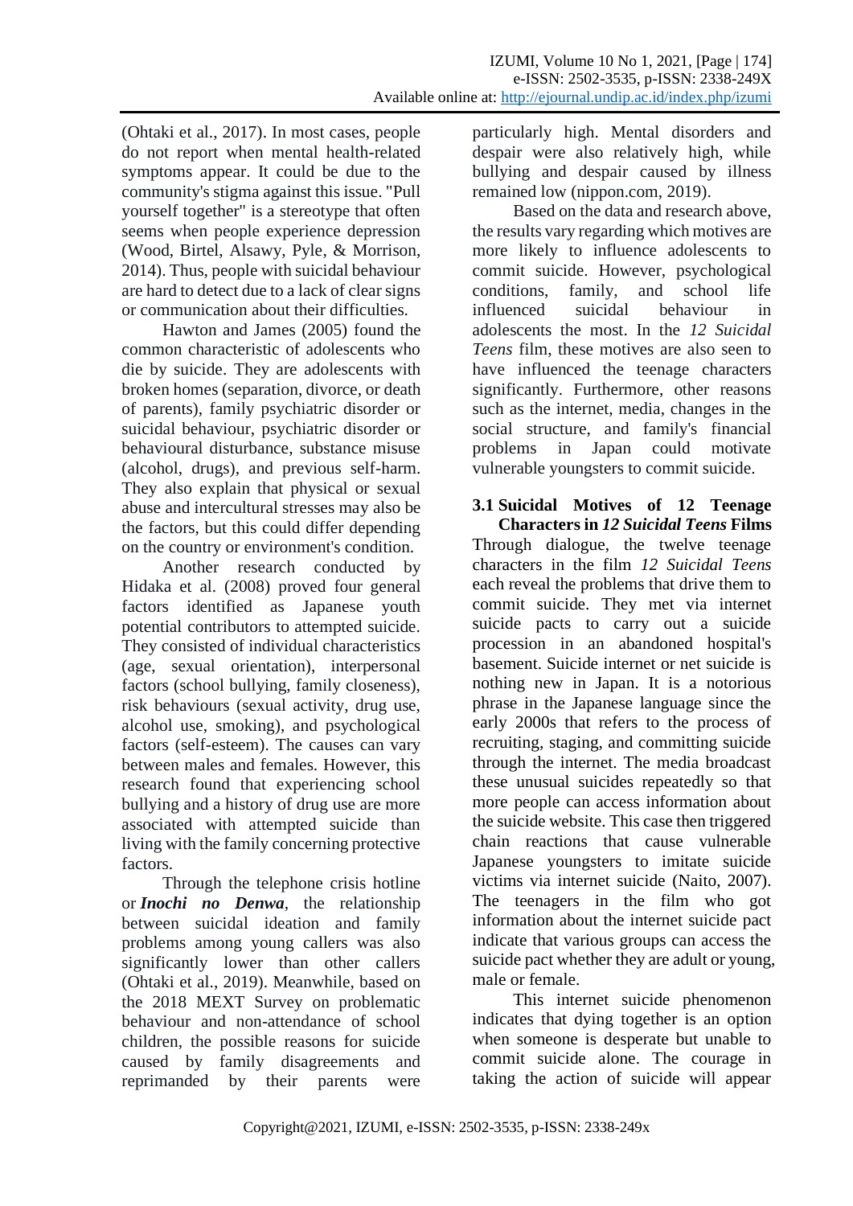(Ohtaki et al., 2017). In most cases, people do not report when mental health-related symptoms appear. It could be due to the community's stigma against this issue. "Pull yourself together" is a stereotype that often seems when people experience depression (Wood, Birtel, Alsawy, Pyle, & Morrison, 2014). Thus, people with suicidal behaviour are hard to detect due to a lack of clear signs or communication about their difficulties.

Hawton and James (2005) found the common characteristic of adolescents who die by suicide. They are adolescents with broken homes (separation, divorce, or death of parents), family psychiatric disorder or suicidal behaviour, psychiatric disorder or behavioural disturbance, substance misuse (alcohol, drugs), and previous self-harm. They also explain that physical or sexual abuse and intercultural stresses may also be the factors, but this could differ depending on the country or environment's condition.

Another research conducted by Hidaka et al. (2008) proved four general factors identified as Japanese youth potential contributors to attempted suicide. They consisted of individual characteristics (age, sexual orientation), interpersonal factors (school bullying, family closeness), risk behaviours (sexual activity, drug use, alcohol use, smoking), and psychological factors (self-esteem). The causes can vary between males and females. However, this research found that experiencing school bullying and a history of drug use are more associated with attempted suicide than living with the family concerning protective factors.

Through the telephone crisis hotline or ***Inochi no Denwa***, the relationship between suicidal ideation and family problems among young callers was also significantly lower than other callers (Ohtaki et al., 2019). Meanwhile, based on the 2018 MEXT Survey on problematic behaviour and non-attendance of school children, the possible reasons for suicide caused by family disagreements and reprimanded by their parents were particularly high. Mental disorders and despair were also relatively high, while bullying and despair caused by illness remained low (nippon.com, 2019).

Based on the data and research above, the results vary regarding which motives are more likely to influence adolescents to commit suicide. However, psychological conditions, family, and school life influenced suicidal behaviour in adolescents the most. In the *12 Suicidal Teens* film, these motives are also seen to have influenced the teenage characters significantly. Furthermore, other reasons such as the internet, media, changes in the social structure, and family's financial problems in Japan could motivate vulnerable youngsters to commit suicide.

### 3.1 Suicidal Motives of 12 Teenage Characters in *12 Suicidal Teens* Films

Through dialogue, the twelve teenage characters in the film *12 Suicidal Teens* each reveal the problems that drive them to commit suicide. They met via internet suicide pacts to carry out a suicide procession in an abandoned hospital's basement. Suicide internet or net suicide is nothing new in Japan. It is a notorious phrase in the Japanese language since the early 2000s that refers to the process of recruiting, staging, and committing suicide through the internet. The media broadcast these unusual suicides repeatedly so that more people can access information about the suicide website. This case then triggered chain reactions that cause vulnerable Japanese youngsters to imitate suicide victims via internet suicide (Naito, 2007). The teenagers in the film who got information about the internet suicide pact indicate that various groups can access the suicide pact whether they are adult or young, male or female.

This internet suicide phenomenon indicates that dying together is an option when someone is desperate but unable to commit suicide alone. The courage in taking the action of suicide will appear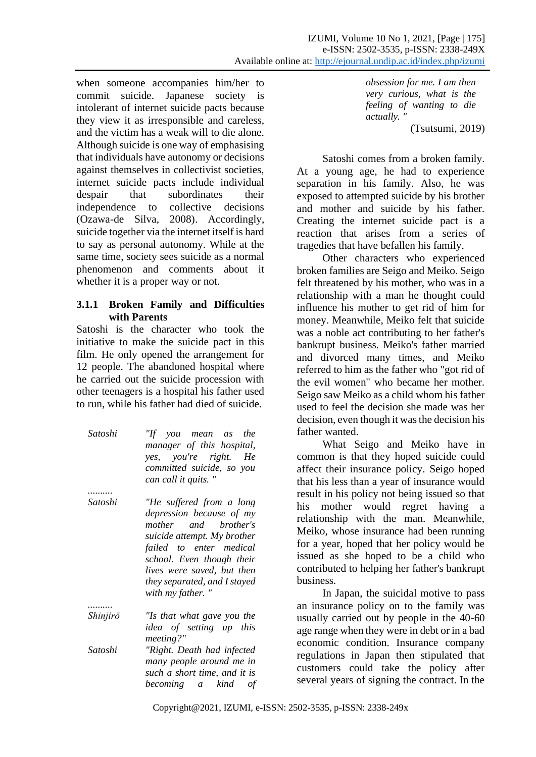when someone accompanies him/her to commit suicide. Japanese society is intolerant of internet suicide pacts because they view it as irresponsible and careless, and the victim has a weak will to die alone. Although suicide is one way of emphasising that individuals have autonomy or decisions against themselves in collectivist societies, internet suicide pacts include individual despair that subordinates their independence to collective decisions (Ozawa-de Silva, 2008). Accordingly, suicide together via the internet itself is hard to say as personal autonomy. While at the same time, society sees suicide as a normal phenomenon and comments about it whether it is a proper way or not.

### 3.1.1 Broken Family and Difficulties with Parents

Satoshi is the character who took the initiative to make the suicide pact in this film. He only opened the arrangement for 12 people. The abandoned hospital where he carried out the suicide procession with other teenagers is a hospital his father used to run, while his father had died of suicide.

| | |
|---|---|
| *Satoshi* | *"If you mean as the manager of this hospital, yes, you're right. He committed suicide, so you can call it quits. "* |
| .......... | |
| *Satoshi* | *"He suffered from a long depression because of my mother and brother's suicide attempt. My brother failed to enter medical school. Even though their lives were saved, but then they separated, and I stayed with my father. "* |
| .......... | |
| *Shinjirō* | *"Is that what gave you the idea of setting up this meeting?"* |
| *Satoshi* | *"Right. Death had infected many people around me in such a short time, and it is becoming a kind of obsession for me. I am then very curious, what is the feeling of wanting to die actually. "* |

(Tsutsumi, 2019)

Satoshi comes from a broken family. At a young age, he had to experience separation in his family. Also, he was exposed to attempted suicide by his brother and mother and suicide by his father. Creating the internet suicide pact is a reaction that arises from a series of tragedies that have befallen his family.

Other characters who experienced broken families are Seigo and Meiko. Seigo felt threatened by his mother, who was in a relationship with a man he thought could influence his mother to get rid of him for money. Meanwhile, Meiko felt that suicide was a noble act contributing to her father's bankrupt business. Meiko's father married and divorced many times, and Meiko referred to him as the father who "got rid of the evil women" who became her mother. Seigo saw Meiko as a child whom his father used to feel the decision she made was her decision, even though it was the decision his father wanted.

What Seigo and Meiko have in common is that they hoped suicide could affect their insurance policy. Seigo hoped that his less than a year of insurance would result in his policy not being issued so that his mother would regret having a relationship with the man. Meanwhile, Meiko, whose insurance had been running for a year, hoped that her policy would be issued as she hoped to be a child who contributed to helping her father's bankrupt business.

In Japan, the suicidal motive to pass an insurance policy on to the family was usually carried out by people in the 40-60 age range when they were in debt or in a bad economic condition. Insurance company regulations in Japan then stipulated that customers could take the policy after several years of signing the contract. In the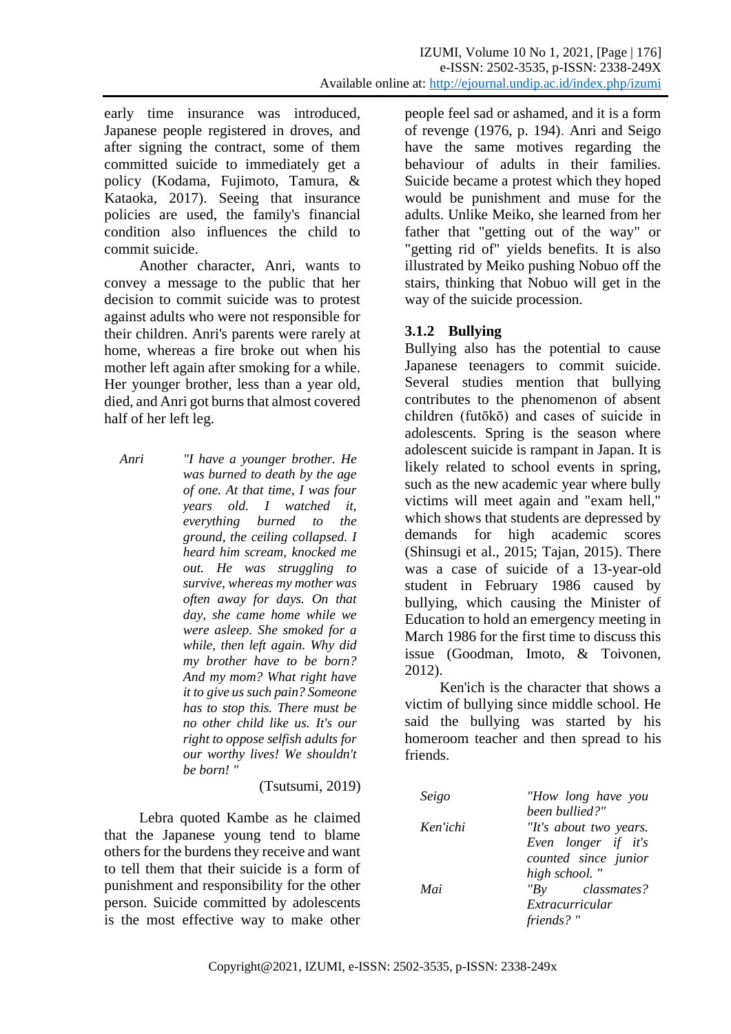early time insurance was introduced, Japanese people registered in droves, and after signing the contract, some of them committed suicide to immediately get a policy (Kodama, Fujimoto, Tamura, & Kataoka, 2017). Seeing that insurance policies are used, the family's financial condition also influences the child to commit suicide.

Another character, Anri, wants to convey a message to the public that her decision to commit suicide was to protest against adults who were not responsible for their children. Anri's parents were rarely at home, whereas a fire broke out when his mother left again after smoking for a while. Her younger brother, less than a year old, died, and Anri got burns that almost covered half of her left leg.

| | |
|---|---|
| *Anri* | *"I have a younger brother. He was burned to death by the age of one. At that time, I was four years old. I watched it, everything burned to the ground, the ceiling collapsed. I heard him scream, knocked me out. He was struggling to survive, whereas my mother was often away for days. On that day, she came home while we were asleep. She smoked for a while, then left again. Why did my brother have to be born? And my mom? What right have it to give us such pain? Someone has to stop this. There must be no other child like us. It's our right to oppose selfish adults for our worthy lives! We shouldn't be born! "* |

(Tsutsumi, 2019)

Lebra quoted Kambe as he claimed that the Japanese young tend to blame others for the burdens they receive and want to tell them that their suicide is a form of punishment and responsibility for the other person. Suicide committed by adolescents is the most effective way to make other people feel sad or ashamed, and it is a form of revenge (1976, p. 194). Anri and Seigo have the same motives regarding the behaviour of adults in their families. Suicide became a protest which they hoped would be punishment and muse for the adults. Unlike Meiko, she learned from her father that "getting out of the way" or "getting rid of" yields benefits. It is also illustrated by Meiko pushing Nobuo off the stairs, thinking that Nobuo will get in the way of the suicide procession.

### 3.1.2 Bullying

Bullying also has the potential to cause Japanese teenagers to commit suicide. Several studies mention that bullying contributes to the phenomenon of absent children (futōkō) and cases of suicide in adolescents. Spring is the season where adolescent suicide is rampant in Japan. It is likely related to school events in spring, such as the new academic year where bully victims will meet again and "exam hell," which shows that students are depressed by demands for high academic scores (Shinsugi et al., 2015; Tajan, 2015). There was a case of suicide of a 13-year-old student in February 1986 caused by bullying, which causing the Minister of Education to hold an emergency meeting in March 1986 for the first time to discuss this issue (Goodman, Imoto, & Toivonen, 2012).

Ken'ich is the character that shows a victim of bullying since middle school. He said the bullying was started by his homeroom teacher and then spread to his friends.

| | |
|---|---|
| *Seigo* | *"How long have you been bullied?"* |
| *Ken'ichi* | *"It's about two years. Even longer if it's counted since junior high school. "* |
| *Mai* | *"By classmates? Extracurricular friends? "* |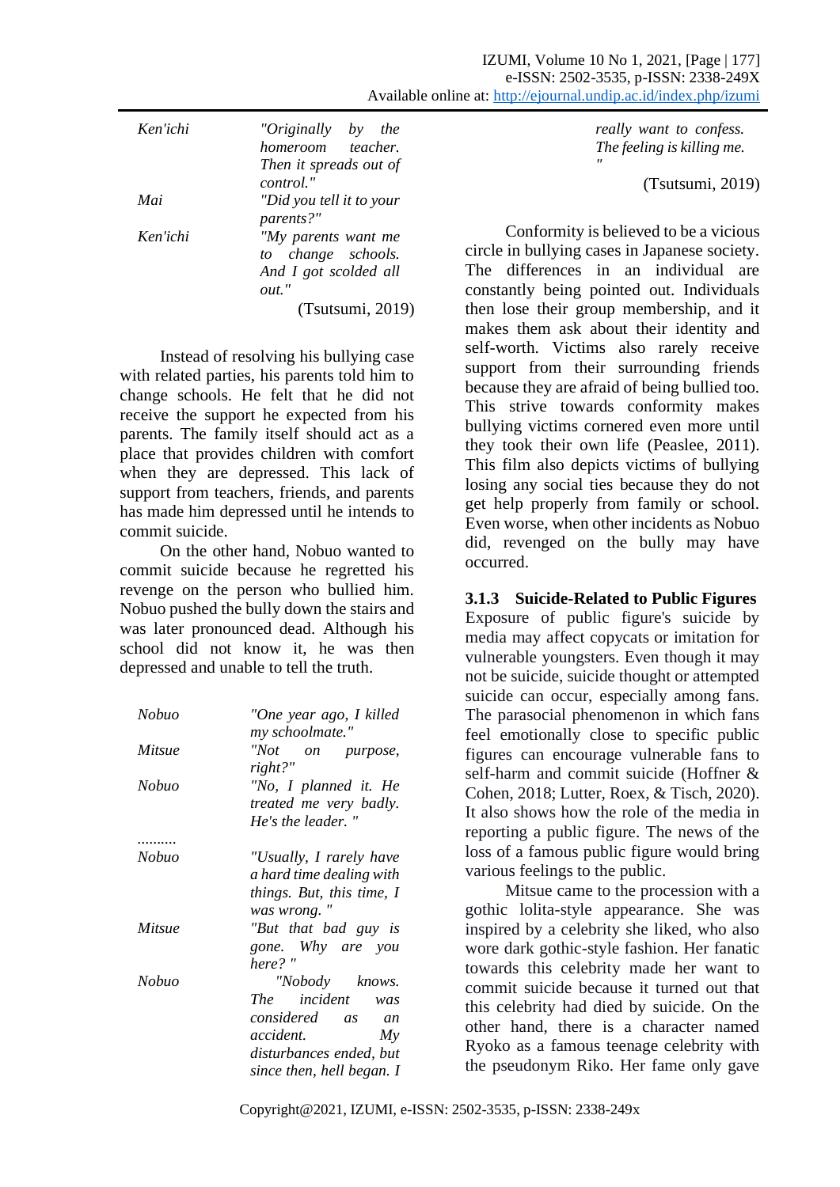| | |
|---|---|
| *Ken'ichi* | *"Originally by the homeroom teacher. Then it spreads out of control."* |
| *Mai* | *"Did you tell it to your parents?"* |
| *Ken'ichi* | *"My parents want me to change schools. And I got scolded all out."* |

(Tsutsumi, 2019)

Instead of resolving his bullying case with related parties, his parents told him to change schools. He felt that he did not receive the support he expected from his parents. The family itself should act as a place that provides children with comfort when they are depressed. This lack of support from teachers, friends, and parents has made him depressed until he intends to commit suicide.

On the other hand, Nobuo wanted to commit suicide because he regretted his revenge on the person who bullied him. Nobuo pushed the bully down the stairs and was later pronounced dead. Although his school did not know it, he was then depressed and unable to tell the truth.

| | |
|---|---|
| *Nobuo* | *"One year ago, I killed my schoolmate."* |
| *Mitsue* | *"Not on purpose, right?"* |
| *Nobuo* | *"No, I planned it. He treated me very badly. He's the leader. "* |
| .......... | |
| *Nobuo* | *"Usually, I rarely have a hard time dealing with things. But, this time, I was wrong. "* |
| *Mitsue* | *"But that bad guy is gone. Why are you here? "* |
| *Nobuo* | *"Nobody knows. The incident was considered as an accident. My disturbances ended, but since then, hell began. I really want to confess. The feeling is killing me. "* |

(Tsutsumi, 2019)

Conformity is believed to be a vicious circle in bullying cases in Japanese society. The differences in an individual are constantly being pointed out. Individuals then lose their group membership, and it makes them ask about their identity and self-worth. Victims also rarely receive support from their surrounding friends because they are afraid of being bullied too. This strive towards conformity makes bullying victims cornered even more until they took their own life (Peaslee, 2011). This film also depicts victims of bullying losing any social ties because they do not get help properly from family or school. Even worse, when other incidents as Nobuo did, revenged on the bully may have occurred.

### 3.1.3 Suicide-Related to Public Figures

Exposure of public figure's suicide by media may affect copycats or imitation for vulnerable youngsters. Even though it may not be suicide, suicide thought or attempted suicide can occur, especially among fans. The parasocial phenomenon in which fans feel emotionally close to specific public figures can encourage vulnerable fans to self-harm and commit suicide (Hoffner & Cohen, 2018; Lutter, Roex, & Tisch, 2020). It also shows how the role of the media in reporting a public figure. The news of the loss of a famous public figure would bring various feelings to the public.

Mitsue came to the procession with a gothic lolita-style appearance. She was inspired by a celebrity she liked, who also wore dark gothic-style fashion. Her fanatic towards this celebrity made her want to commit suicide because it turned out that this celebrity had died by suicide. On the other hand, there is a character named Ryoko as a famous teenage celebrity with the pseudonym Riko. Her fame only gave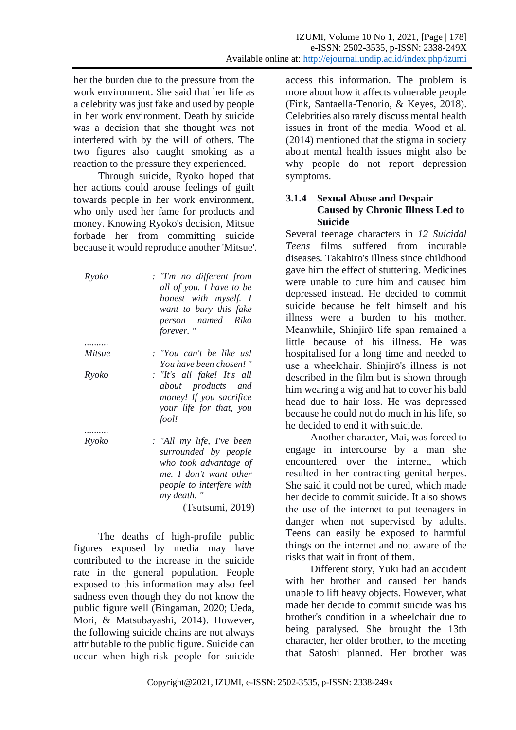her the burden due to the pressure from the work environment. She said that her life as a celebrity was just fake and used by people in her work environment. Death by suicide was a decision that she thought was not interfered with by the will of others. The two figures also caught smoking as a reaction to the pressure they experienced.

Through suicide, Ryoko hoped that her actions could arouse feelings of guilt towards people in her work environment, who only used her fame for products and money. Knowing Ryoko's decision, Mitsue forbade her from committing suicide because it would reproduce another 'Mitsue'.

| | |
|---|---|
| Ryoko | : *"I'm no different from all of you. I have to be honest with myself. I want to bury this fake person named Riko forever. "* |
| .......... | |
| Mitsue | : *"You can't be like us! You have been chosen! "* |
| Ryoko | : *"It's all fake! It's all about products and money! If you sacrifice your life for that, you fool!* |
| .......... | |
| Ryoko | : *"All my life, I've been surrounded by people who took advantage of me. I don't want other people to interfere with my death. "* |
| | (Tsutsumi, 2019) |

The deaths of high-profile public figures exposed by media may have contributed to the increase in the suicide rate in the general population. People exposed to this information may also feel sadness even though they do not know the public figure well (Bingaman, 2020; Ueda, Mori, & Matsubayashi, 2014). However, the following suicide chains are not always attributable to the public figure. Suicide can occur when high-risk people for suicide access this information. The problem is more about how it affects vulnerable people (Fink, Santaella-Tenorio, & Keyes, 2018). Celebrities also rarely discuss mental health issues in front of the media. Wood et al. (2014) mentioned that the stigma in society about mental health issues might also be why people do not report depression symptoms.

### 3.1.4 Sexual Abuse and Despair Caused by Chronic Illness Led to Suicide

Several teenage characters in *12 Suicidal Teens* films suffered from incurable diseases. Takahiro's illness since childhood gave him the effect of stuttering. Medicines were unable to cure him and caused him depressed instead. He decided to commit suicide because he felt himself and his illness were a burden to his mother. Meanwhile, Shinjirō life span remained a little because of his illness. He was hospitalised for a long time and needed to use a wheelchair. Shinjirō's illness is not described in the film but is shown through him wearing a wig and hat to cover his bald head due to hair loss. He was depressed because he could not do much in his life, so he decided to end it with suicide.

Another character, Mai, was forced to engage in intercourse by a man she encountered over the internet, which resulted in her contracting genital herpes. She said it could not be cured, which made her decide to commit suicide. It also shows the use of the internet to put teenagers in danger when not supervised by adults. Teens can easily be exposed to harmful things on the internet and not aware of the risks that wait in front of them.

Different story, Yuki had an accident with her brother and caused her hands unable to lift heavy objects. However, what made her decide to commit suicide was his brother's condition in a wheelchair due to being paralysed. She brought the 13th character, her older brother, to the meeting that Satoshi planned. Her brother was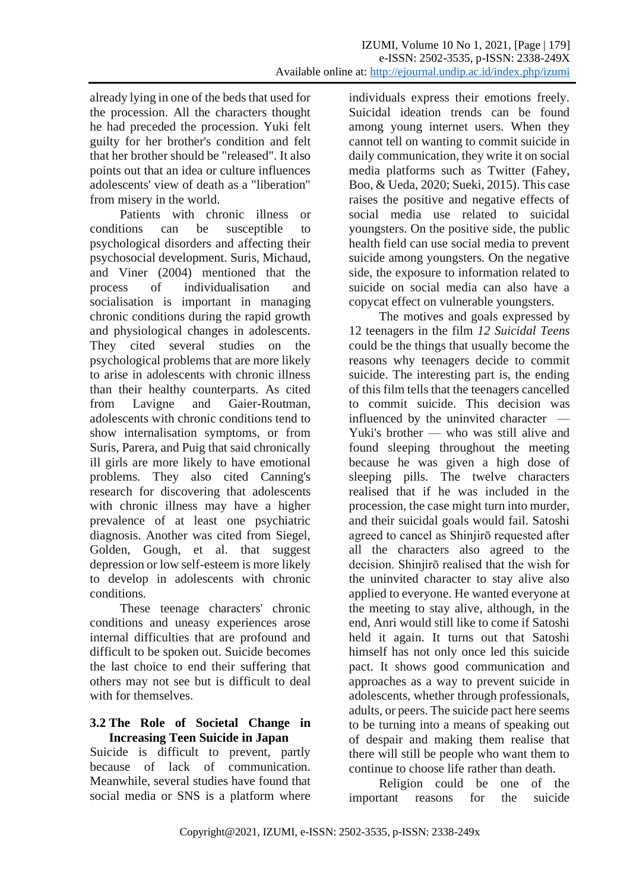already lying in one of the beds that used for the procession. All the characters thought he had preceded the procession. Yuki felt guilty for her brother's condition and felt that her brother should be "released". It also points out that an idea or culture influences adolescents' view of death as a "liberation" from misery in the world.

Patients with chronic illness or conditions can be susceptible to psychological disorders and affecting their psychosocial development. Suris, Michaud, and Viner (2004) mentioned that the process of individualisation and socialisation is important in managing chronic conditions during the rapid growth and physiological changes in adolescents. They cited several studies on the psychological problems that are more likely to arise in adolescents with chronic illness than their healthy counterparts. As cited from Lavigne and Gaier-Routman, adolescents with chronic conditions tend to show internalisation symptoms, or from Suris, Parera, and Puig that said chronically ill girls are more likely to have emotional problems. They also cited Canning's research for discovering that adolescents with chronic illness may have a higher prevalence of at least one psychiatric diagnosis. Another was cited from Siegel, Golden, Gough, et al. that suggest depression or low self-esteem is more likely to develop in adolescents with chronic conditions.

These teenage characters' chronic conditions and uneasy experiences arose internal difficulties that are profound and difficult to be spoken out. Suicide becomes the last choice to end their suffering that others may not see but is difficult to deal with for themselves.

### 3.2 The Role of Societal Change in Increasing Teen Suicide in Japan

Suicide is difficult to prevent, partly because of lack of communication. Meanwhile, several studies have found that social media or SNS is a platform where individuals express their emotions freely. Suicidal ideation trends can be found among young internet users. When they cannot tell on wanting to commit suicide in daily communication, they write it on social media platforms such as Twitter (Fahey, Boo, & Ueda, 2020; Sueki, 2015). This case raises the positive and negative effects of social media use related to suicidal youngsters. On the positive side, the public health field can use social media to prevent suicide among youngsters. On the negative side, the exposure to information related to suicide on social media can also have a copycat effect on vulnerable youngsters.

The motives and goals expressed by 12 teenagers in the film *12 Suicidal Teens* could be the things that usually become the reasons why teenagers decide to commit suicide. The interesting part is, the ending of this film tells that the teenagers cancelled to commit suicide. This decision was influenced by the uninvited character — Yuki's brother — who was still alive and found sleeping throughout the meeting because he was given a high dose of sleeping pills. The twelve characters realised that if he was included in the procession, the case might turn into murder, and their suicidal goals would fail. Satoshi agreed to cancel as Shinjirō requested after all the characters also agreed to the decision. Shinjirō realised that the wish for the uninvited character to stay alive also applied to everyone. He wanted everyone at the meeting to stay alive, although, in the end, Anri would still like to come if Satoshi held it again. It turns out that Satoshi himself has not only once led this suicide pact. It shows good communication and approaches as a way to prevent suicide in adolescents, whether through professionals, adults, or peers. The suicide pact here seems to be turning into a means of speaking out of despair and making them realise that there will still be people who want them to continue to choose life rather than death.

Religion could be one of the important reasons for the suicide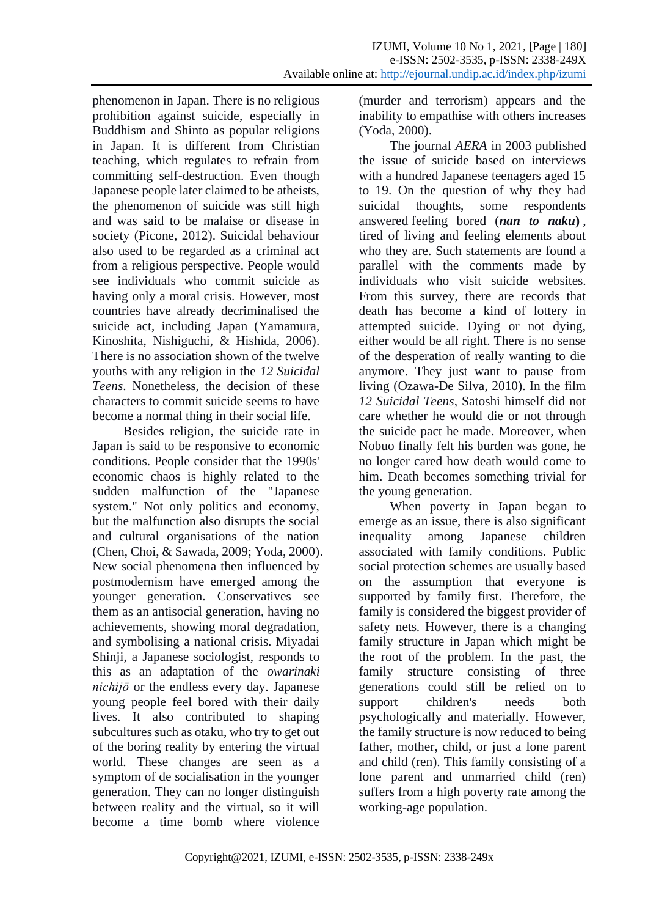phenomenon in Japan. There is no religious prohibition against suicide, especially in Buddhism and Shinto as popular religions in Japan. It is different from Christian teaching, which regulates to refrain from committing self-destruction. Even though Japanese people later claimed to be atheists, the phenomenon of suicide was still high and was said to be malaise or disease in society (Picone, 2012). Suicidal behaviour also used to be regarded as a criminal act from a religious perspective. People would see individuals who commit suicide as having only a moral crisis. However, most countries have already decriminalised the suicide act, including Japan (Yamamura, Kinoshita, Nishiguchi, & Hishida, 2006). There is no association shown of the twelve youths with any religion in the *12 Suicidal Teens*. Nonetheless, the decision of these characters to commit suicide seems to have become a normal thing in their social life.

Besides religion, the suicide rate in Japan is said to be responsive to economic conditions. People consider that the 1990s' economic chaos is highly related to the sudden malfunction of the "Japanese system." Not only politics and economy, but the malfunction also disrupts the social and cultural organisations of the nation (Chen, Choi, & Sawada, 2009; Yoda, 2000). New social phenomena then influenced by postmodernism have emerged among the younger generation. Conservatives see them as an antisocial generation, having no achievements, showing moral degradation, and symbolising a national crisis. Miyadai Shinji, a Japanese sociologist, responds to this as an adaptation of the *owarinaki nichijō* or the endless every day. Japanese young people feel bored with their daily lives. It also contributed to shaping subcultures such as otaku, who try to get out of the boring reality by entering the virtual world. These changes are seen as a symptom of de socialisation in the younger generation. They can no longer distinguish between reality and the virtual, so it will become a time bomb where violence (murder and terrorism) appears and the inability to empathise with others increases (Yoda, 2000).

The journal *AERA* in 2003 published the issue of suicide based on interviews with a hundred Japanese teenagers aged 15 to 19. On the question of why they had suicidal thoughts, some respondents answered feeling bored (***nan to naku***), tired of living and feeling elements about who they are. Such statements are found a parallel with the comments made by individuals who visit suicide websites. From this survey, there are records that death has become a kind of lottery in attempted suicide. Dying or not dying, either would be all right. There is no sense of the desperation of really wanting to die anymore. They just want to pause from living (Ozawa-De Silva, 2010). In the film *12 Suicidal Teens*, Satoshi himself did not care whether he would die or not through the suicide pact he made. Moreover, when Nobuo finally felt his burden was gone, he no longer cared how death would come to him. Death becomes something trivial for the young generation.

When poverty in Japan began to emerge as an issue, there is also significant inequality among Japanese children associated with family conditions. Public social protection schemes are usually based on the assumption that everyone is supported by family first. Therefore, the family is considered the biggest provider of safety nets. However, there is a changing family structure in Japan which might be the root of the problem. In the past, the family structure consisting of three generations could still be relied on to support children's needs both psychologically and materially. However, the family structure is now reduced to being father, mother, child, or just a lone parent and child (ren). This family consisting of a lone parent and unmarried child (ren) suffers from a high poverty rate among the working-age population.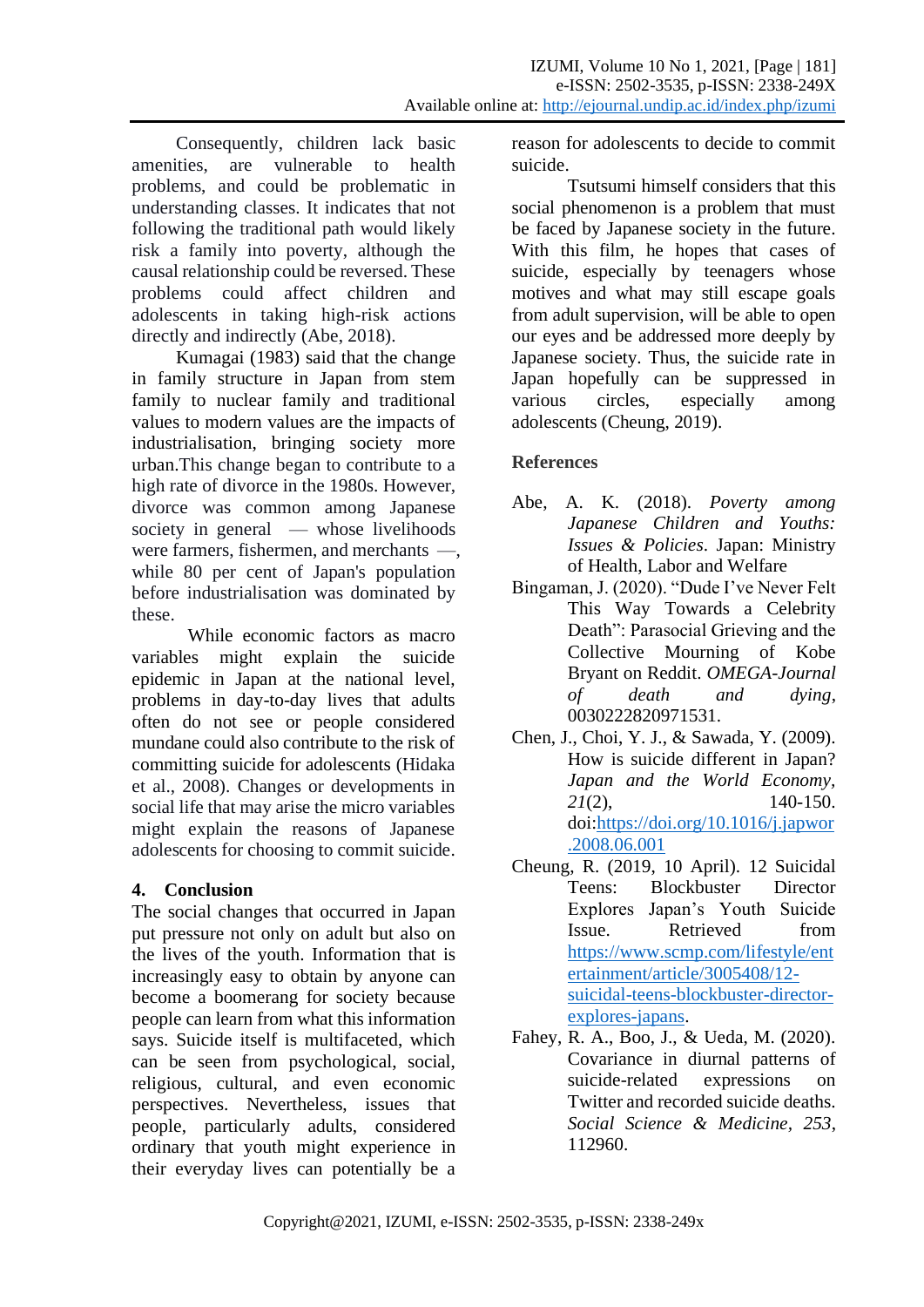Consequently, children lack basic amenities, are vulnerable to health problems, and could be problematic in understanding classes. It indicates that not following the traditional path would likely risk a family into poverty, although the causal relationship could be reversed. These problems could affect children and adolescents in taking high-risk actions directly and indirectly (Abe, 2018).

Kumagai (1983) said that the change in family structure in Japan from stem family to nuclear family and traditional values to modern values are the impacts of industrialisation, bringing society more urban.This change began to contribute to a high rate of divorce in the 1980s. However, divorce was common among Japanese society in general — whose livelihoods were farmers, fishermen, and merchants —, while 80 per cent of Japan's population before industrialisation was dominated by these.

While economic factors as macro variables might explain the suicide epidemic in Japan at the national level, problems in day-to-day lives that adults often do not see or people considered mundane could also contribute to the risk of committing suicide for adolescents (Hidaka et al., 2008). Changes or developments in social life that may arise the micro variables might explain the reasons of Japanese adolescents for choosing to commit suicide.

## 4. Conclusion

The social changes that occurred in Japan put pressure not only on adult but also on the lives of the youth. Information that is increasingly easy to obtain by anyone can become a boomerang for society because people can learn from what this information says. Suicide itself is multifaceted, which can be seen from psychological, social, religious, cultural, and even economic perspectives. Nevertheless, issues that people, particularly adults, considered ordinary that youth might experience in their everyday lives can potentially be a reason for adolescents to decide to commit suicide.

Tsutsumi himself considers that this social phenomenon is a problem that must be faced by Japanese society in the future. With this film, he hopes that cases of suicide, especially by teenagers whose motives and what may still escape goals from adult supervision, will be able to open our eyes and be addressed more deeply by Japanese society. Thus, the suicide rate in Japan hopefully can be suppressed in various circles, especially among adolescents (Cheung, 2019).

## References

Abe, A. K. (2018). *Poverty among Japanese Children and Youths: Issues & Policies*. Japan: Ministry of Health, Labor and Welfare

Bingaman, J. (2020). "Dude I've Never Felt This Way Towards a Celebrity Death": Parasocial Grieving and the Collective Mourning of Kobe Bryant on Reddit. *OMEGA-Journal of death and dying*, 0030222820971531.

Chen, J., Choi, Y. J., & Sawada, Y. (2009). How is suicide different in Japan? *Japan and the World Economy*, *21*(2), 140-150. doi:https://doi.org/10.1016/j.japwor.2008.06.001

Cheung, R. (2019, 10 April). 12 Suicidal Teens: Blockbuster Director Explores Japan's Youth Suicide Issue. Retrieved from https://www.scmp.com/lifestyle/entertainment/article/3005408/12-suicidal-teens-blockbuster-director-explores-japans.

Fahey, R. A., Boo, J., & Ueda, M. (2020). Covariance in diurnal patterns of suicide-related expressions on Twitter and recorded suicide deaths. *Social Science & Medicine*, *253*, 112960.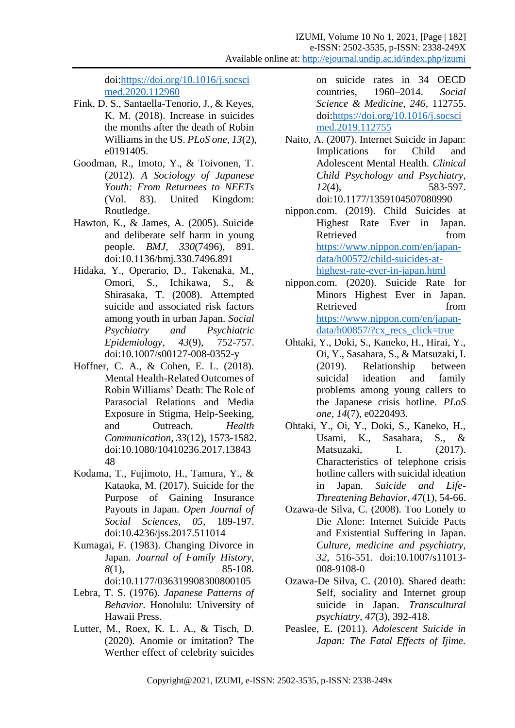doi:https://doi.org/10.1016/j.socscimed.2020.112960

Fink, D. S., Santaella-Tenorio, J., & Keyes, K. M. (2018). Increase in suicides the months after the death of Robin Williams in the US. *PLoS one, 13*(2), e0191405.

Goodman, R., Imoto, Y., & Toivonen, T. (2012). *A Sociology of Japanese Youth: From Returnees to NEETs* (Vol. 83). United Kingdom: Routledge.

Hawton, K., & James, A. (2005). Suicide and deliberate self harm in young people. *BMJ, 330*(7496), 891. doi:10.1136/bmj.330.7496.891

Hidaka, Y., Operario, D., Takenaka, M., Omori, S., Ichikawa, S., & Shirasaka, T. (2008). Attempted suicide and associated risk factors among youth in urban Japan. *Social Psychiatry and Psychiatric Epidemiology, 43*(9), 752-757. doi:10.1007/s00127-008-0352-y

Hoffner, C. A., & Cohen, E. L. (2018). Mental Health-Related Outcomes of Robin Williams' Death: The Role of Parasocial Relations and Media Exposure in Stigma, Help-Seeking, and Outreach. *Health Communication, 33*(12), 1573-1582. doi:10.1080/10410236.2017.1384348

Kodama, T., Fujimoto, H., Tamura, Y., & Kataoka, M. (2017). Suicide for the Purpose of Gaining Insurance Payouts in Japan. *Open Journal of Social Sciences, 05*, 189-197. doi:10.4236/jss.2017.511014

Kumagai, F. (1983). Changing Divorce in Japan. *Journal of Family History, 8*(1), 85-108. doi:10.1177/036319908300800105

Lebra, T. S. (1976). *Japanese Patterns of Behavior*. Honolulu: University of Hawaii Press.

Lutter, M., Roex, K. L. A., & Tisch, D. (2020). Anomie or imitation? The Werther effect of celebrity suicides on suicide rates in 34 OECD countries, 1960–2014. *Social Science & Medicine, 246*, 112755. doi:https://doi.org/10.1016/j.socscimed.2019.112755

Naito, A. (2007). Internet Suicide in Japan: Implications for Child and Adolescent Mental Health. *Clinical Child Psychology and Psychiatry, 12*(4), 583-597. doi:10.1177/1359104507080990

nippon.com. (2019). Child Suicides at Highest Rate Ever in Japan. Retrieved from https://www.nippon.com/en/japan-data/h00572/child-suicides-at-highest-rate-ever-in-japan.html

nippon.com. (2020). Suicide Rate for Minors Highest Ever in Japan. Retrieved from https://www.nippon.com/en/japan-data/h00857/?cx_recs_click=true

Ohtaki, Y., Doki, S., Kaneko, H., Hirai, Y., Oi, Y., Sasahara, S., & Matsuzaki, I. (2019). Relationship between suicidal ideation and family problems among young callers to the Japanese crisis hotline. *PLoS one, 14*(7), e0220493.

Ohtaki, Y., Oi, Y., Doki, S., Kaneko, H., Usami, K., Sasahara, S., & Matsuzaki, I. (2017). Characteristics of telephone crisis hotline callers with suicidal ideation in Japan. *Suicide and Life-Threatening Behavior, 47*(1), 54-66.

Ozawa-de Silva, C. (2008). Too Lonely to Die Alone: Internet Suicide Pacts and Existential Suffering in Japan. *Culture, medicine and psychiatry, 32*, 516-551. doi:10.1007/s11013-008-9108-0

Ozawa-De Silva, C. (2010). Shared death: Self, sociality and Internet group suicide in Japan. *Transcultural psychiatry, 47*(3), 392-418.

Peaslee, E. (2011). *Adolescent Suicide in Japan: The Fatal Effects of Ijime.*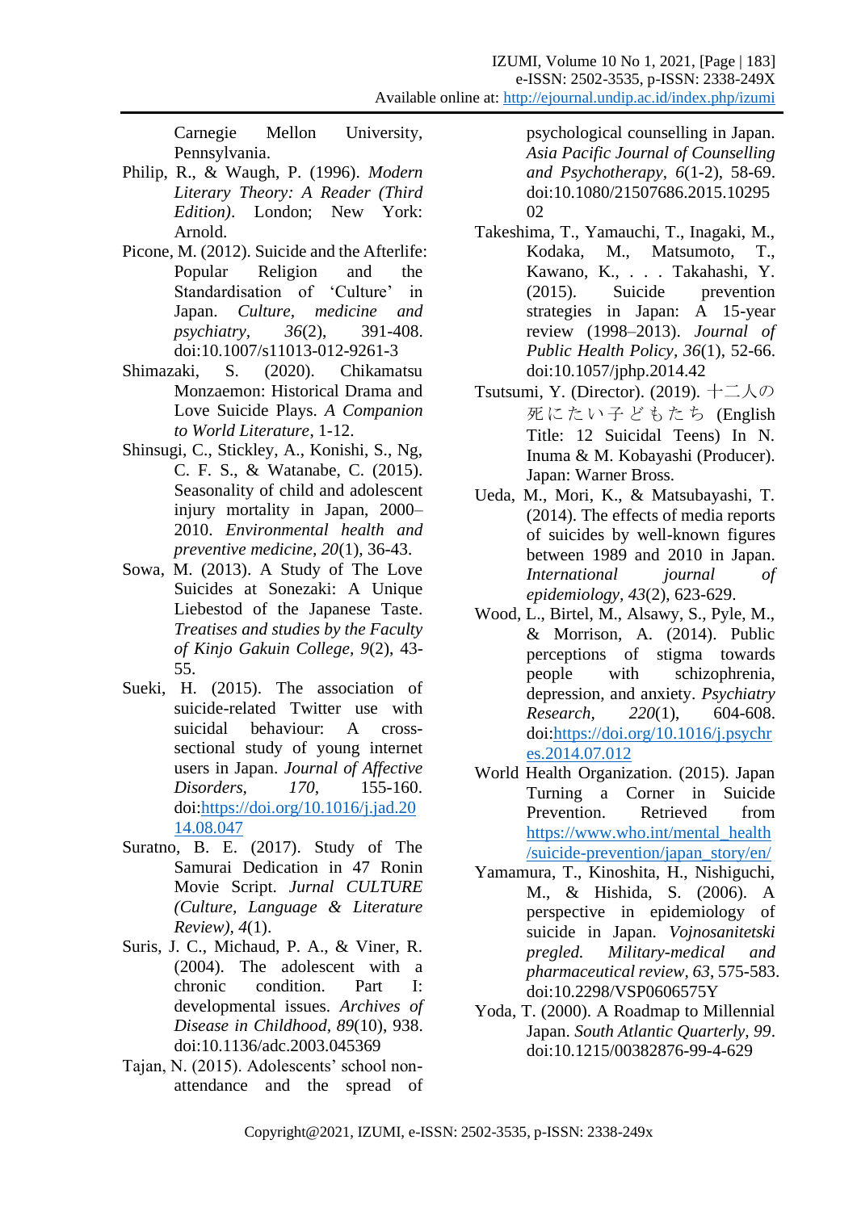Carnegie Mellon University, Pennsylvania.

Philip, R., & Waugh, P. (1996). *Modern Literary Theory: A Reader (Third Edition)*. London; New York: Arnold.

Picone, M. (2012). Suicide and the Afterlife: Popular Religion and the Standardisation of 'Culture' in Japan. *Culture, medicine and psychiatry*, *36*(2), 391-408. doi:10.1007/s11013-012-9261-3

Shimazaki, S. (2020). Chikamatsu Monzaemon: Historical Drama and Love Suicide Plays. *A Companion to World Literature*, 1-12.

Shinsugi, C., Stickley, A., Konishi, S., Ng, C. F. S., & Watanabe, C. (2015). Seasonality of child and adolescent injury mortality in Japan, 2000–2010. *Environmental health and preventive medicine*, *20*(1), 36-43.

Sowa, M. (2013). A Study of The Love Suicides at Sonezaki: A Unique Liebestod of the Japanese Taste. *Treatises and studies by the Faculty of Kinjo Gakuin College*, *9*(2), 43-55.

Sueki, H. (2015). The association of suicide-related Twitter use with suicidal behaviour: A cross-sectional study of young internet users in Japan. *Journal of Affective Disorders*, *170*, 155-160. doi:https://doi.org/10.1016/j.jad.2014.08.047

Suratno, B. E. (2017). Study of The Samurai Dedication in 47 Ronin Movie Script. *Jurnal CULTURE (Culture, Language & Literature Review)*, *4*(1).

Suris, J. C., Michaud, P. A., & Viner, R. (2004). The adolescent with a chronic condition. Part I: developmental issues. *Archives of Disease in Childhood*, *89*(10), 938. doi:10.1136/adc.2003.045369

Tajan, N. (2015). Adolescents' school non-attendance and the spread of psychological counselling in Japan. *Asia Pacific Journal of Counselling and Psychotherapy*, *6*(1-2), 58-69. doi:10.1080/21507686.2015.1029502

Takeshima, T., Yamauchi, T., Inagaki, M., Kodaka, M., Matsumoto, T., Kawano, K., . . . Takahashi, Y. (2015). Suicide prevention strategies in Japan: A 15-year review (1998–2013). *Journal of Public Health Policy*, *36*(1), 52-66. doi:10.1057/jphp.2014.42

Tsutsumi, Y. (Director). (2019). 十二人の死にたい子どもたち (English Title: 12 Suicidal Teens) In N. Inuma & M. Kobayashi (Producer). Japan: Warner Bross.

Ueda, M., Mori, K., & Matsubayashi, T. (2014). The effects of media reports of suicides by well-known figures between 1989 and 2010 in Japan. *International journal of epidemiology*, *43*(2), 623-629.

Wood, L., Birtel, M., Alsawy, S., Pyle, M., & Morrison, A. (2014). Public perceptions of stigma towards people with schizophrenia, depression, and anxiety. *Psychiatry Research*, *220*(1), 604-608. doi:https://doi.org/10.1016/j.psychres.2014.07.012

World Health Organization. (2015). Japan Turning a Corner in Suicide Prevention. Retrieved from https://www.who.int/mental_health/suicide-prevention/japan_story/en/

Yamamura, T., Kinoshita, H., Nishiguchi, M., & Hishida, S. (2006). A perspective in epidemiology of suicide in Japan. *Vojnosanitetski pregled. Military-medical and pharmaceutical review*, *63*, 575-583. doi:10.2298/VSP0606575Y

Yoda, T. (2000). A Roadmap to Millennial Japan. *South Atlantic Quarterly*, *99*. doi:10.1215/00382876-99-4-629